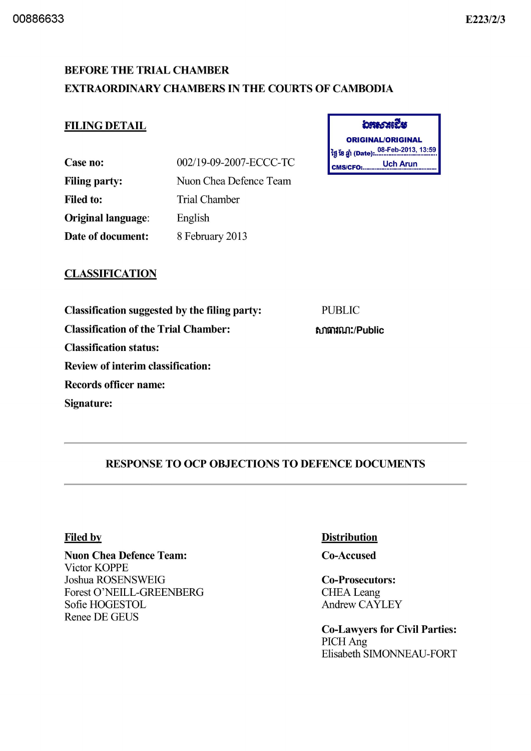00886633 E223/2/3

**BEFORE THE TRIAL CHAMBER**

**EXTRAORDINARY CHAMBERS IN THE COURTS OF CAMBODIA**

**ឯកសារដើម**
**ORIGINAL/ORIGINAL**
ថ្ងៃ ខែ ឆ្នាំ (Date): 08-Feb-2013, 13:59
CMS/CFO: Uch Arun

## FILING DETAIL

**Case no:** 002/19-09-2007-ECCC-TC

**Filing party:** Nuon Chea Defence Team

**Filed to:** Trial Chamber

**Original language:** English

**Date of document:** 8 February 2013

## CLASSIFICATION

**Classification suggested by the filing party:** PUBLIC

**Classification of the Trial Chamber:** សាធារណៈ/Public

**Classification status:**

**Review of interim classification:**

**Records officer name:**

**Signature:**

---

## RESPONSE TO OCP OBJECTIONS TO DEFENCE DOCUMENTS

---

**Filed by**

**Nuon Chea Defence Team:**
Victor KOPPE
Joshua ROSENSWEIG
Forest O'NEILL-GREENBERG
Sofie HOGESTOL
Renee DE GEUS

**Distribution**

**Co-Accused**

**Co-Prosecutors:**
CHEA Leang
Andrew CAYLEY

**Co-Lawyers for Civil Parties:**
PICH Ang
Elisabeth SIMONNEAU-FORT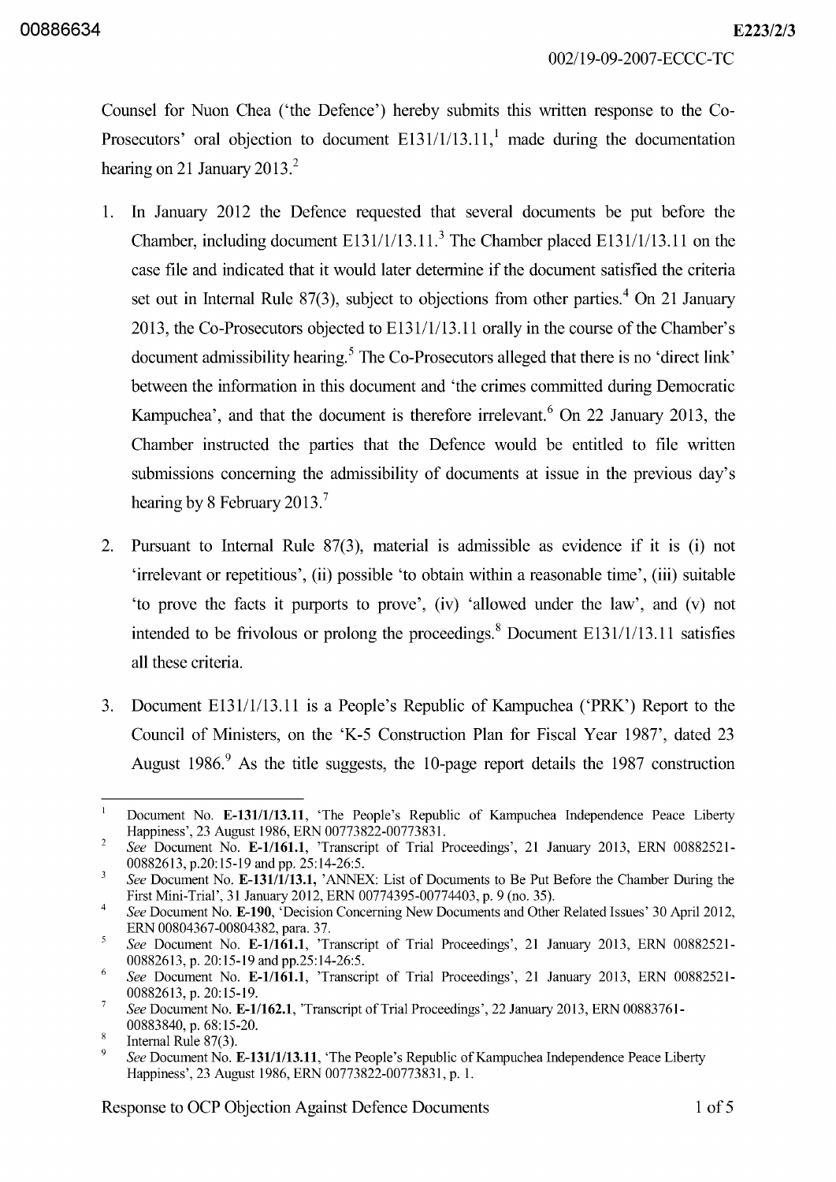Counsel for Nuon Chea ('the Defence') hereby submits this written response to the Co-Prosecutors' oral objection to document E131/1/13.11,[1] made during the documentation hearing on 21 January 2013.[2]

1. In January 2012 the Defence requested that several documents be put before the Chamber, including document E131/1/13.11.[3] The Chamber placed E131/1/13.11 on the case file and indicated that it would later determine if the document satisfied the criteria set out in Internal Rule 87(3), subject to objections from other parties.[4] On 21 January 2013, the Co-Prosecutors objected to E131/1/13.11 orally in the course of the Chamber's document admissibility hearing.[5] The Co-Prosecutors alleged that there is no 'direct link' between the information in this document and 'the crimes committed during Democratic Kampuchea', and that the document is therefore irrelevant.[6] On 22 January 2013, the Chamber instructed the parties that the Defence would be entitled to file written submissions concerning the admissibility of documents at issue in the previous day's hearing by 8 February 2013.[7]

2. Pursuant to Internal Rule 87(3), material is admissible as evidence if it is (i) not 'irrelevant or repetitious', (ii) possible 'to obtain within a reasonable time', (iii) suitable 'to prove the facts it purports to prove', (iv) 'allowed under the law', and (v) not intended to be frivolous or prolong the proceedings.[8] Document E131/1/13.11 satisfies all these criteria.

3. Document E131/1/13.11 is a People's Republic of Kampuchea ('PRK') Report to the Council of Ministers, on the 'K-5 Construction Plan for Fiscal Year 1987', dated 23 August 1986.[9] As the title suggests, the 10-page report details the 1987 construction

---

[1] Document No. **E-131/1/13.11**, 'The People's Republic of Kampuchea Independence Peace Liberty Happiness', 23 August 1986, ERN 00773822-00773831.

[2] *See* Document No. **E-1/161.1**, 'Transcript of Trial Proceedings', 21 January 2013, ERN 00882521-00882613, p.20:15-19 and pp. 25:14-26:5.

[3] *See* Document No. **E-131/1/13.1**, 'ANNEX: List of Documents to Be Put Before the Chamber During the First Mini-Trial', 31 January 2012, ERN 00774395-00774403, p. 9 (no. 35).

[4] *See* Document No. **E-190**, 'Decision Concerning New Documents and Other Related Issues' 30 April 2012, ERN 00804367-00804382, para. 37.

[5] *See* Document No. **E-1/161.1**, 'Transcript of Trial Proceedings', 21 January 2013, ERN 00882521-00882613, p. 20:15-19 and pp.25:14-26:5.

[6] *See* Document No. **E-1/161.1**, 'Transcript of Trial Proceedings', 21 January 2013, ERN 00882521-00882613, p. 20:15-19.

[7] *See* Document No. **E-1/162.1**, 'Transcript of Trial Proceedings', 22 January 2013, ERN 00883761-00883840, p. 68:15-20.

[8] Internal Rule 87(3).

[9] *See* Document No. **E-131/1/13.11**, 'The People's Republic of Kampuchea Independence Peace Liberty Happiness', 23 August 1986, ERN 00773822-00773831, p. 1.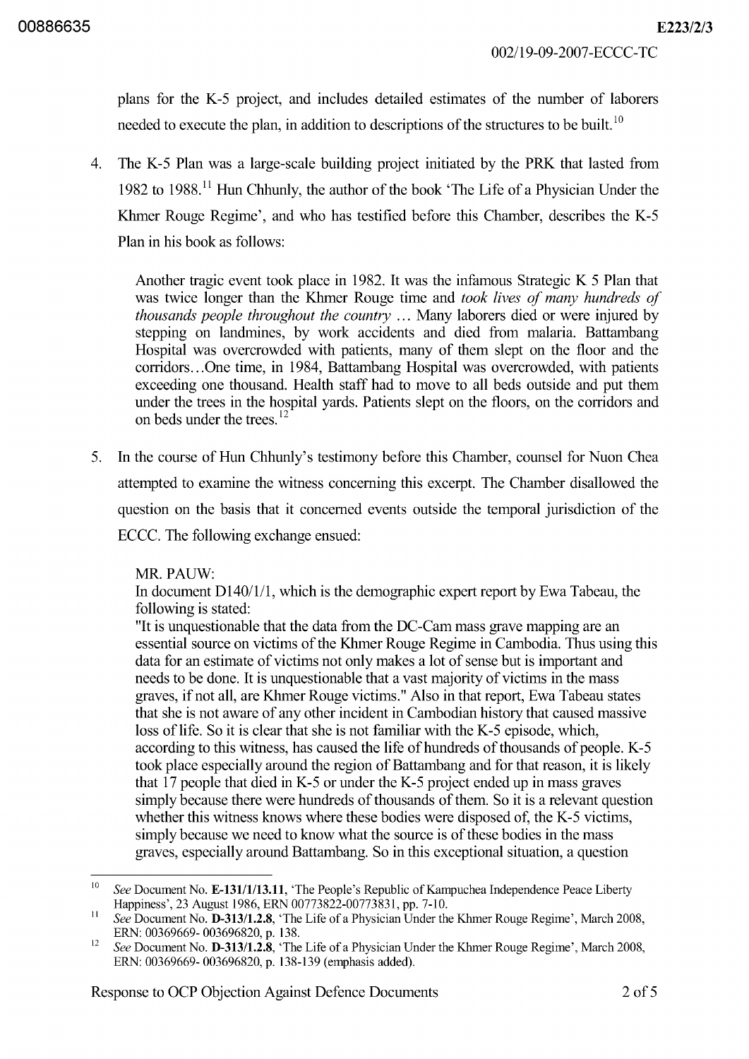plans for the K-5 project, and includes detailed estimates of the number of laborers needed to execute the plan, in addition to descriptions of the structures to be built.[10]

4. The K-5 Plan was a large-scale building project initiated by the PRK that lasted from 1982 to 1988.[11] Hun Chhunly, the author of the book 'The Life of a Physician Under the Khmer Rouge Regime', and who has testified before this Chamber, describes the K-5 Plan in his book as follows:

> Another tragic event took place in 1982. It was the infamous Strategic K 5 Plan that was twice longer than the Khmer Rouge time and *took lives of many hundreds of thousands people throughout the country* … Many laborers died or were injured by stepping on landmines, by work accidents and died from malaria. Battambang Hospital was overcrowded with patients, many of them slept on the floor and the corridors…One time, in 1984, Battambang Hospital was overcrowded, with patients exceeding one thousand. Health staff had to move to all beds outside and put them under the trees in the hospital yards. Patients slept on the floors, on the corridors and on beds under the trees.[12]

5. In the course of Hun Chhunly's testimony before this Chamber, counsel for Nuon Chea attempted to examine the witness concerning this excerpt. The Chamber disallowed the question on the basis that it concerned events outside the temporal jurisdiction of the ECCC. The following exchange ensued:

> MR. PAUW:
> In document D140/1/1, which is the demographic expert report by Ewa Tabeau, the following is stated:
> "It is unquestionable that the data from the DC-Cam mass grave mapping are an essential source on victims of the Khmer Rouge Regime in Cambodia. Thus using this data for an estimate of victims not only makes a lot of sense but is important and needs to be done. It is unquestionable that a vast majority of victims in the mass graves, if not all, are Khmer Rouge victims." Also in that report, Ewa Tabeau states that she is not aware of any other incident in Cambodian history that caused massive loss of life. So it is clear that she is not familiar with the K-5 episode, which, according to this witness, has caused the life of hundreds of thousands of people. K-5 took place especially around the region of Battambang and for that reason, it is likely that 17 people that died in K-5 or under the K-5 project ended up in mass graves simply because there were hundreds of thousands of them. So it is a relevant question whether this witness knows where these bodies were disposed of, the K-5 victims, simply because we need to know what the source is of these bodies in the mass graves, especially around Battambang. So in this exceptional situation, a question

---

[10] *See* Document No. **E-131/1/13.11**, 'The People's Republic of Kampuchea Independence Peace Liberty Happiness', 23 August 1986, ERN 00773822-00773831, pp. 7-10.

[11] *See* Document No. **D-313/1.2.8**, 'The Life of a Physician Under the Khmer Rouge Regime', March 2008, ERN: 00369669- 003696820, p. 138.

[12] *See* Document No. **D-313/1.2.8**, 'The Life of a Physician Under the Khmer Rouge Regime', March 2008, ERN: 00369669- 003696820, p. 138-139 (emphasis added).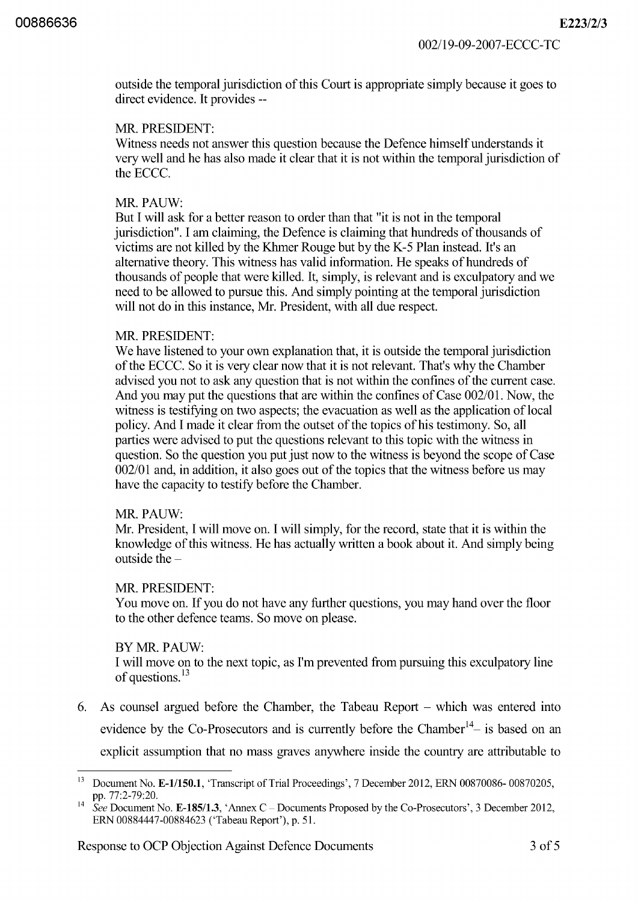outside the temporal jurisdiction of this Court is appropriate simply because it goes to direct evidence. It provides --

MR. PRESIDENT:
Witness needs not answer this question because the Defence himself understands it very well and he has also made it clear that it is not within the temporal jurisdiction of the ECCC.

MR. PAUW:
But I will ask for a better reason to order than that "it is not in the temporal jurisdiction". I am claiming, the Defence is claiming that hundreds of thousands of victims are not killed by the Khmer Rouge but by the K-5 Plan instead. It's an alternative theory. This witness has valid information. He speaks of hundreds of thousands of people that were killed. It, simply, is relevant and is exculpatory and we need to be allowed to pursue this. And simply pointing at the temporal jurisdiction will not do in this instance, Mr. President, with all due respect.

MR. PRESIDENT:
We have listened to your own explanation that, it is outside the temporal jurisdiction of the ECCC. So it is very clear now that it is not relevant. That's why the Chamber advised you not to ask any question that is not within the confines of the current case. And you may put the questions that are within the confines of Case 002/01. Now, the witness is testifying on two aspects; the evacuation as well as the application of local policy. And I made it clear from the outset of the topics of his testimony. So, all parties were advised to put the questions relevant to this topic with the witness in question. So the question you put just now to the witness is beyond the scope of Case 002/01 and, in addition, it also goes out of the topics that the witness before us may have the capacity to testify before the Chamber.

MR. PAUW:
Mr. President, I will move on. I will simply, for the record, state that it is within the knowledge of this witness. He has actually written a book about it. And simply being outside the –

MR. PRESIDENT:
You move on. If you do not have any further questions, you may hand over the floor to the other defence teams. So move on please.

BY MR. PAUW:
I will move on to the next topic, as I'm prevented from pursuing this exculpatory line of questions.[13]

6. As counsel argued before the Chamber, the Tabeau Report – which was entered into evidence by the Co-Prosecutors and is currently before the Chamber[14]– is based on an explicit assumption that no mass graves anywhere inside the country are attributable to

---

[13] Document No. **E-1/150.1**, 'Transcript of Trial Proceedings', 7 December 2012, ERN 00870086- 00870205, pp. 77:2-79:20.

[14] *See* Document No. **E-185/1.3**, 'Annex C – Documents Proposed by the Co-Prosecutors', 3 December 2012, ERN 00884447-00884623 ('Tabeau Report'), p. 51.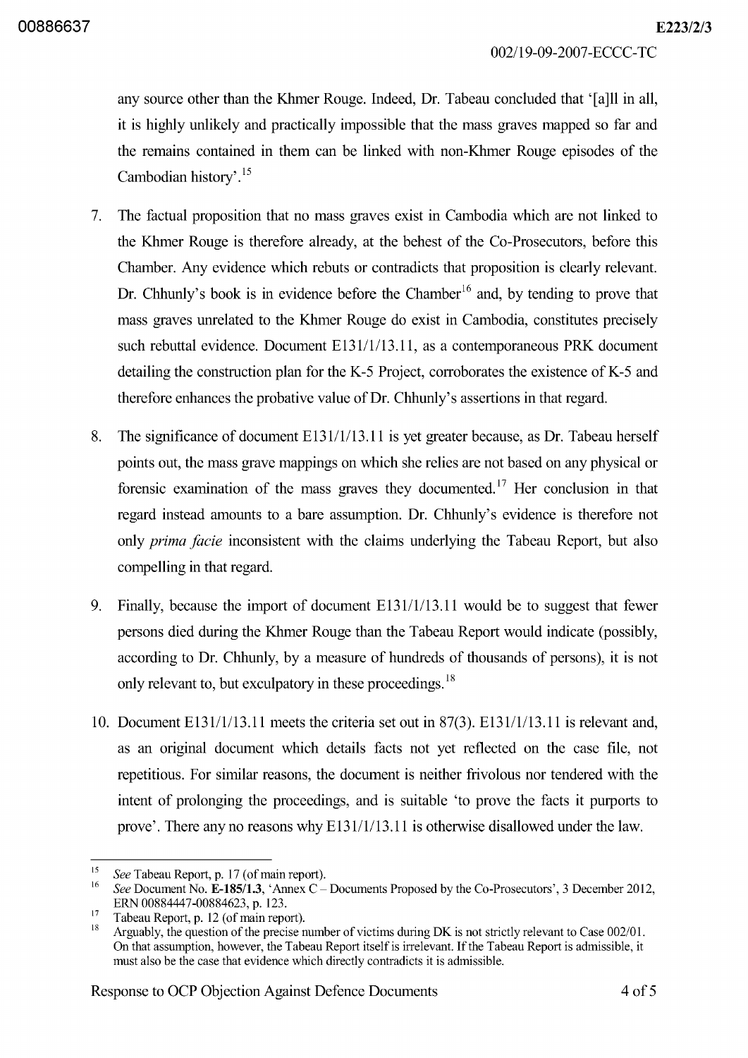any source other than the Khmer Rouge. Indeed, Dr. Tabeau concluded that '[a]ll in all, it is highly unlikely and practically impossible that the mass graves mapped so far and the remains contained in them can be linked with non-Khmer Rouge episodes of the Cambodian history'.[15]

7. The factual proposition that no mass graves exist in Cambodia which are not linked to the Khmer Rouge is therefore already, at the behest of the Co-Prosecutors, before this Chamber. Any evidence which rebuts or contradicts that proposition is clearly relevant. Dr. Chhunly's book is in evidence before the Chamber[16] and, by tending to prove that mass graves unrelated to the Khmer Rouge do exist in Cambodia, constitutes precisely such rebuttal evidence. Document E131/1/13.11, as a contemporaneous PRK document detailing the construction plan for the K-5 Project, corroborates the existence of K-5 and therefore enhances the probative value of Dr. Chhunly's assertions in that regard.

8. The significance of document E131/1/13.11 is yet greater because, as Dr. Tabeau herself points out, the mass grave mappings on which she relies are not based on any physical or forensic examination of the mass graves they documented.[17] Her conclusion in that regard instead amounts to a bare assumption. Dr. Chhunly's evidence is therefore not only *prima facie* inconsistent with the claims underlying the Tabeau Report, but also compelling in that regard.

9. Finally, because the import of document E131/1/13.11 would be to suggest that fewer persons died during the Khmer Rouge than the Tabeau Report would indicate (possibly, according to Dr. Chhunly, by a measure of hundreds of thousands of persons), it is not only relevant to, but exculpatory in these proceedings.[18]

10. Document E131/1/13.11 meets the criteria set out in 87(3). E131/1/13.11 is relevant and, as an original document which details facts not yet reflected on the case file, not repetitious. For similar reasons, the document is neither frivolous nor tendered with the intent of prolonging the proceedings, and is suitable 'to prove the facts it purports to prove'. There any no reasons why E131/1/13.11 is otherwise disallowed under the law.

---

[15] *See* Tabeau Report, p. 17 (of main report).

[16] *See* Document No. **E-185/1.3**, 'Annex C – Documents Proposed by the Co-Prosecutors', 3 December 2012, ERN 00884447-00884623, p. 123.

[17] Tabeau Report, p. 12 (of main report).

[18] Arguably, the question of the precise number of victims during DK is not strictly relevant to Case 002/01. On that assumption, however, the Tabeau Report itself is irrelevant. If the Tabeau Report is admissible, it must also be the case that evidence which directly contradicts it is admissible.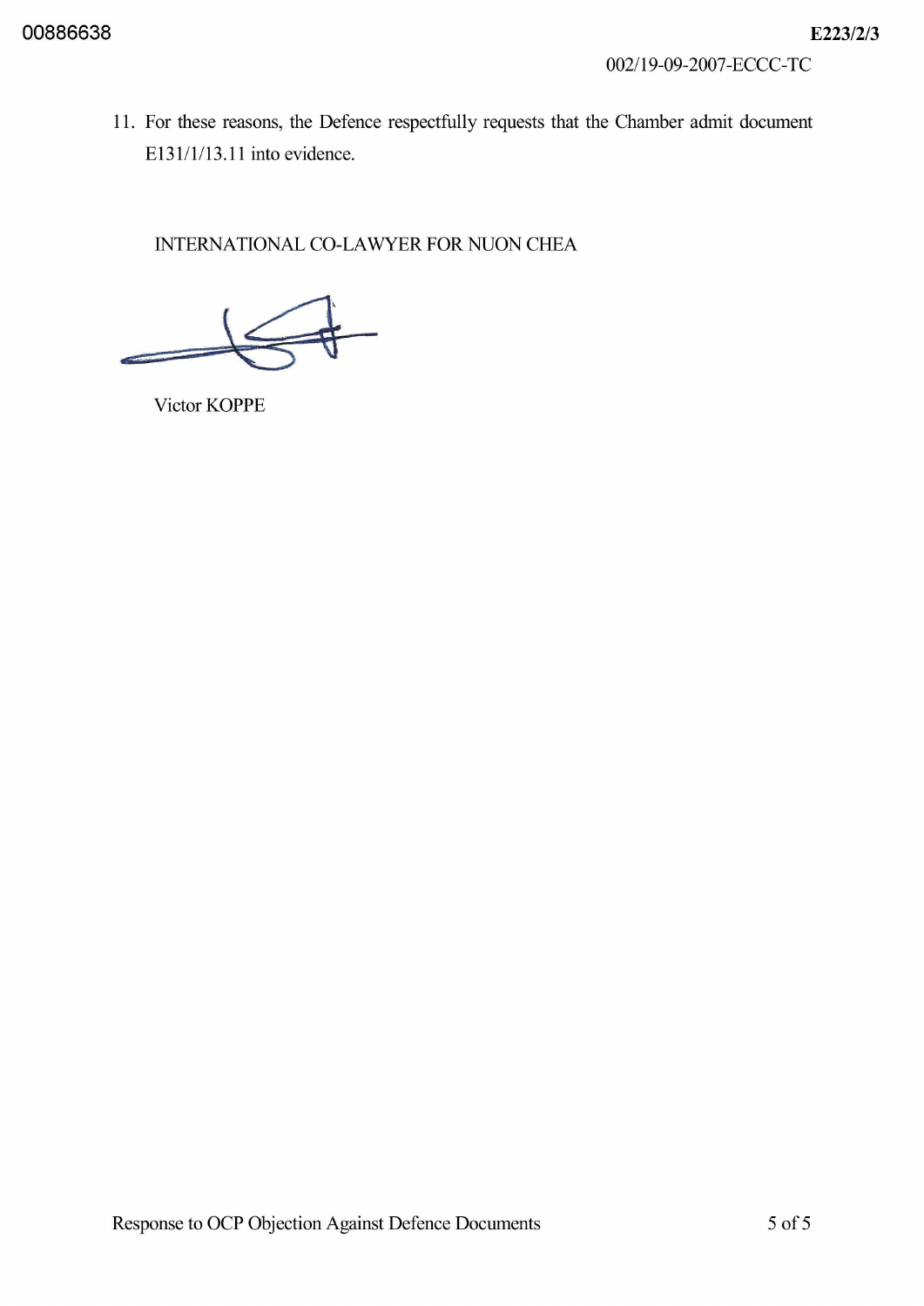11. For these reasons, the Defence respectfully requests that the Chamber admit document E131/1/13.11 into evidence.

INTERNATIONAL CO-LAWYER FOR NUON CHEA

Victor KOPPE